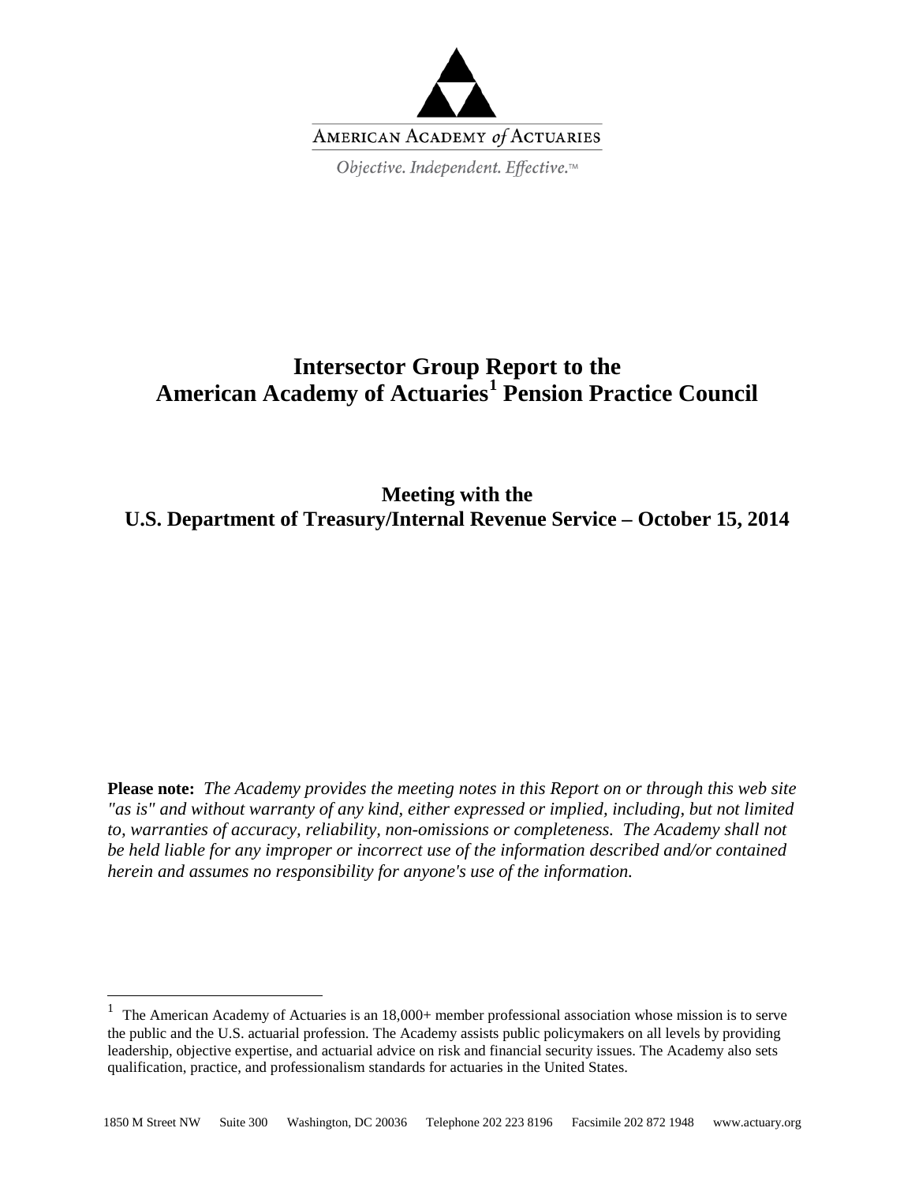AMERICAN ACADEMY *of* ACTUARIES

*Objective. Independent. Effective.*™

# Intersector Group Report to the American Academy of Actuaries[1] Pension Practice Council

## Meeting with the U.S. Department of Treasury/Internal Revenue Service – October 15, 2014

**Please note:** *The Academy provides the meeting notes in this Report on or through this web site "as is" and without warranty of any kind, either expressed or implied, including, but not limited to, warranties of accuracy, reliability, non-omissions or completeness. The Academy shall not be held liable for any improper or incorrect use of the information described and/or contained herein and assumes no responsibility for anyone's use of the information.*

---

[1] The American Academy of Actuaries is an 18,000+ member professional association whose mission is to serve the public and the U.S. actuarial profession. The Academy assists public policymakers on all levels by providing leadership, objective expertise, and actuarial advice on risk and financial security issues. The Academy also sets qualification, practice, and professionalism standards for actuaries in the United States.

1850 M Street NW Suite 300 Washington, DC 20036 Telephone 202 223 8196 Facsimile 202 872 1948 www.actuary.org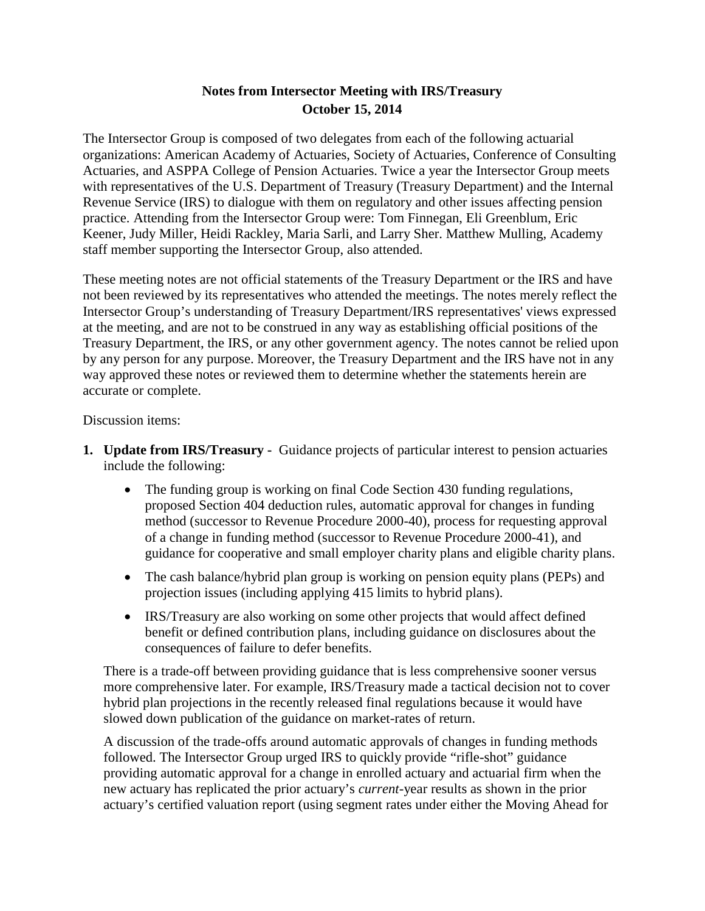**Notes from Intersector Meeting with IRS/Treasury**
**October 15, 2014**

The Intersector Group is composed of two delegates from each of the following actuarial organizations: American Academy of Actuaries, Society of Actuaries, Conference of Consulting Actuaries, and ASPPA College of Pension Actuaries. Twice a year the Intersector Group meets with representatives of the U.S. Department of Treasury (Treasury Department) and the Internal Revenue Service (IRS) to dialogue with them on regulatory and other issues affecting pension practice. Attending from the Intersector Group were: Tom Finnegan, Eli Greenblum, Eric Keener, Judy Miller, Heidi Rackley, Maria Sarli, and Larry Sher. Matthew Mulling, Academy staff member supporting the Intersector Group, also attended.

These meeting notes are not official statements of the Treasury Department or the IRS and have not been reviewed by its representatives who attended the meetings. The notes merely reflect the Intersector Group's understanding of Treasury Department/IRS representatives' views expressed at the meeting, and are not to be construed in any way as establishing official positions of the Treasury Department, the IRS, or any other government agency. The notes cannot be relied upon by any person for any purpose. Moreover, the Treasury Department and the IRS have not in any way approved these notes or reviewed them to determine whether the statements herein are accurate or complete.

Discussion items:

1. **Update from IRS/Treasury -** Guidance projects of particular interest to pension actuaries include the following:

   - The funding group is working on final Code Section 430 funding regulations, proposed Section 404 deduction rules, automatic approval for changes in funding method (successor to Revenue Procedure 2000-40), process for requesting approval of a change in funding method (successor to Revenue Procedure 2000-41), and guidance for cooperative and small employer charity plans and eligible charity plans.
   - The cash balance/hybrid plan group is working on pension equity plans (PEPs) and projection issues (including applying 415 limits to hybrid plans).
   - IRS/Treasury are also working on some other projects that would affect defined benefit or defined contribution plans, including guidance on disclosures about the consequences of failure to defer benefits.

   There is a trade-off between providing guidance that is less comprehensive sooner versus more comprehensive later. For example, IRS/Treasury made a tactical decision not to cover hybrid plan projections in the recently released final regulations because it would have slowed down publication of the guidance on market-rates of return.

   A discussion of the trade-offs around automatic approvals of changes in funding methods followed. The Intersector Group urged IRS to quickly provide "rifle-shot" guidance providing automatic approval for a change in enrolled actuary and actuarial firm when the new actuary has replicated the prior actuary's *current*-year results as shown in the prior actuary's certified valuation report (using segment rates under either the Moving Ahead for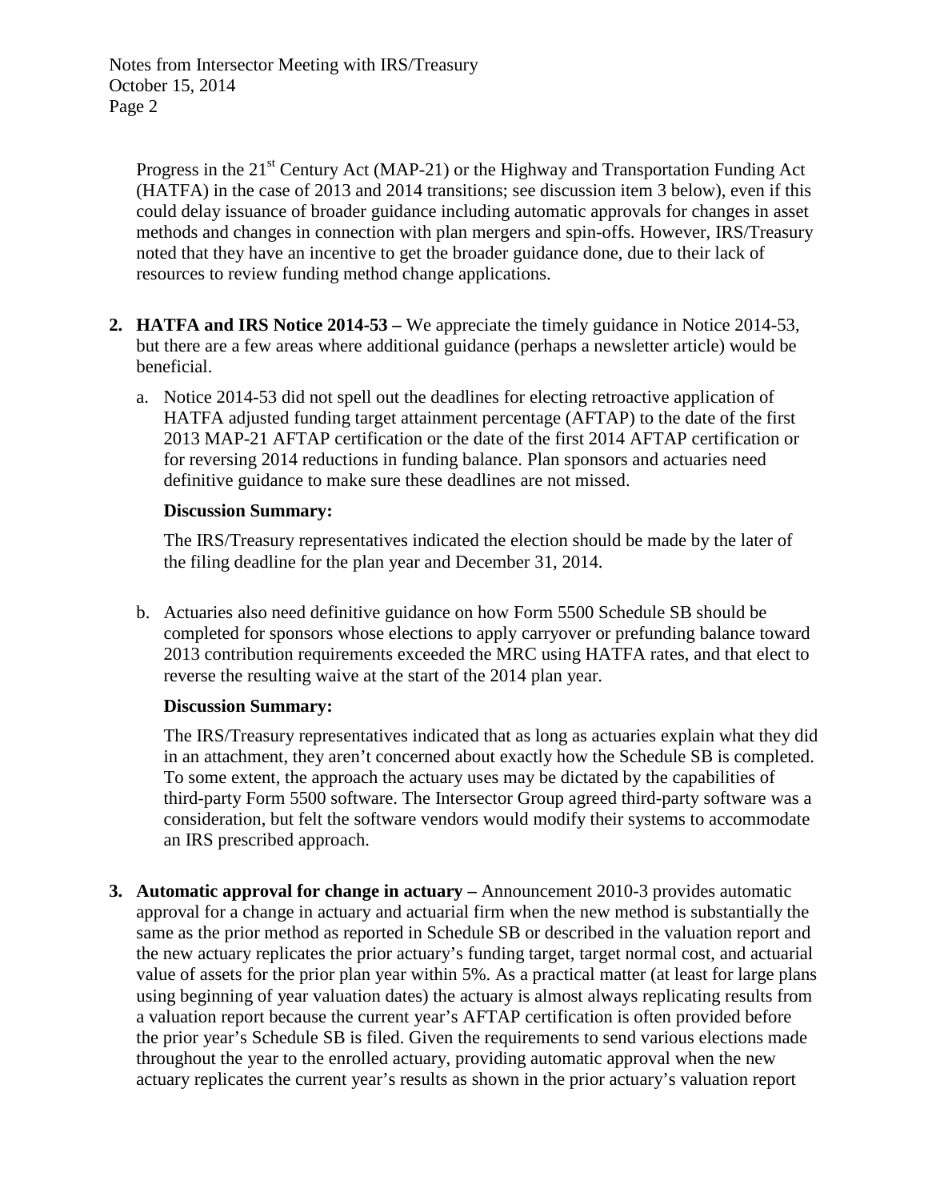Progress in the 21st Century Act (MAP-21) or the Highway and Transportation Funding Act (HATFA) in the case of 2013 and 2014 transitions; see discussion item 3 below), even if this could delay issuance of broader guidance including automatic approvals for changes in asset methods and changes in connection with plan mergers and spin-offs. However, IRS/Treasury noted that they have an incentive to get the broader guidance done, due to their lack of resources to review funding method change applications.

2. **HATFA and IRS Notice 2014-53 –** We appreciate the timely guidance in Notice 2014-53, but there are a few areas where additional guidance (perhaps a newsletter article) would be beneficial.

   a. Notice 2014-53 did not spell out the deadlines for electing retroactive application of HATFA adjusted funding target attainment percentage (AFTAP) to the date of the first 2013 MAP-21 AFTAP certification or the date of the first 2014 AFTAP certification or for reversing 2014 reductions in funding balance. Plan sponsors and actuaries need definitive guidance to make sure these deadlines are not missed.

      **Discussion Summary:**

      The IRS/Treasury representatives indicated the election should be made by the later of the filing deadline for the plan year and December 31, 2014.

   b. Actuaries also need definitive guidance on how Form 5500 Schedule SB should be completed for sponsors whose elections to apply carryover or prefunding balance toward 2013 contribution requirements exceeded the MRC using HATFA rates, and that elect to reverse the resulting waive at the start of the 2014 plan year.

      **Discussion Summary:**

      The IRS/Treasury representatives indicated that as long as actuaries explain what they did in an attachment, they aren't concerned about exactly how the Schedule SB is completed. To some extent, the approach the actuary uses may be dictated by the capabilities of third-party Form 5500 software. The Intersector Group agreed third-party software was a consideration, but felt the software vendors would modify their systems to accommodate an IRS prescribed approach.

3. **Automatic approval for change in actuary –** Announcement 2010-3 provides automatic approval for a change in actuary and actuarial firm when the new method is substantially the same as the prior method as reported in Schedule SB or described in the valuation report and the new actuary replicates the prior actuary's funding target, target normal cost, and actuarial value of assets for the prior plan year within 5%. As a practical matter (at least for large plans using beginning of year valuation dates) the actuary is almost always replicating results from a valuation report because the current year's AFTAP certification is often provided before the prior year's Schedule SB is filed. Given the requirements to send various elections made throughout the year to the enrolled actuary, providing automatic approval when the new actuary replicates the current year's results as shown in the prior actuary's valuation report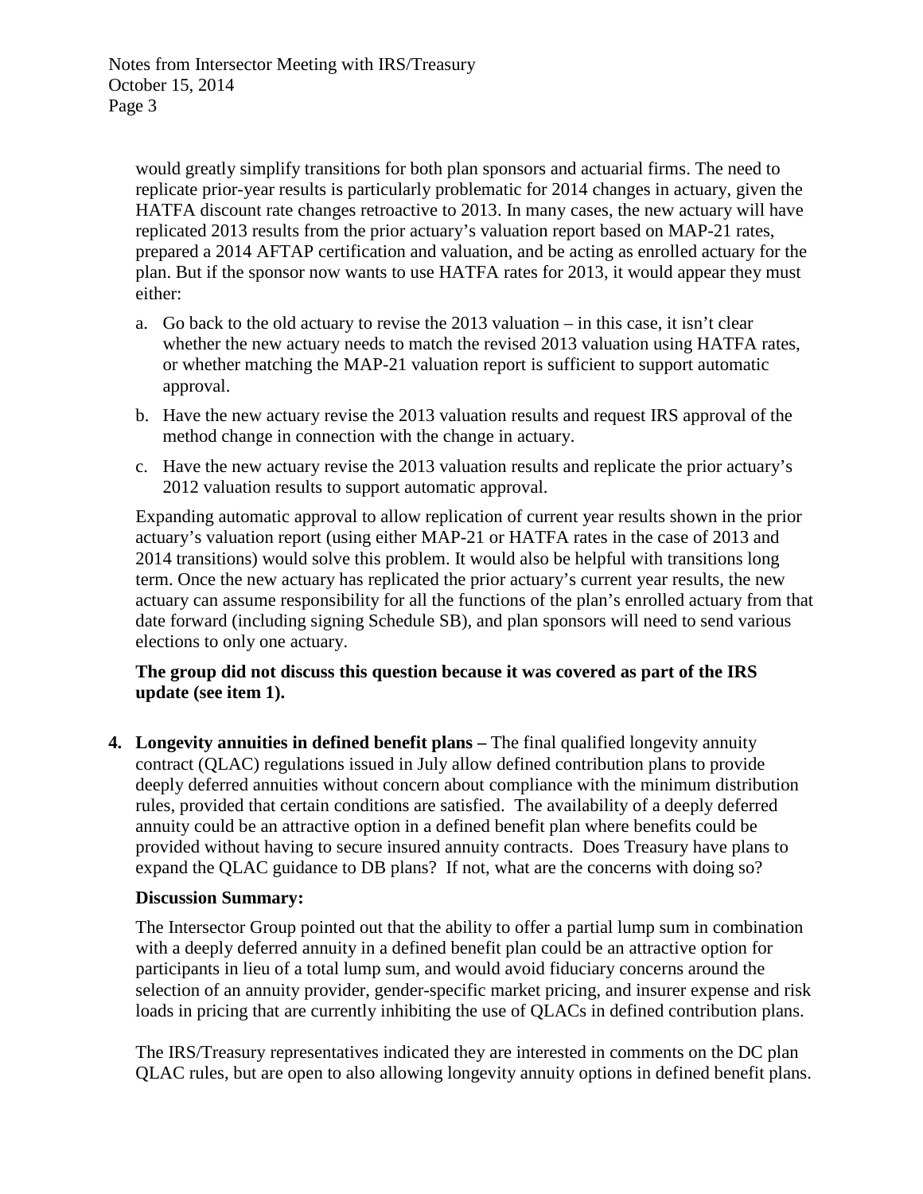would greatly simplify transitions for both plan sponsors and actuarial firms. The need to replicate prior-year results is particularly problematic for 2014 changes in actuary, given the HATFA discount rate changes retroactive to 2013. In many cases, the new actuary will have replicated 2013 results from the prior actuary's valuation report based on MAP-21 rates, prepared a 2014 AFTAP certification and valuation, and be acting as enrolled actuary for the plan. But if the sponsor now wants to use HATFA rates for 2013, it would appear they must either:

a. Go back to the old actuary to revise the 2013 valuation – in this case, it isn't clear whether the new actuary needs to match the revised 2013 valuation using HATFA rates, or whether matching the MAP-21 valuation report is sufficient to support automatic approval.

b. Have the new actuary revise the 2013 valuation results and request IRS approval of the method change in connection with the change in actuary.

c. Have the new actuary revise the 2013 valuation results and replicate the prior actuary's 2012 valuation results to support automatic approval.

Expanding automatic approval to allow replication of current year results shown in the prior actuary's valuation report (using either MAP-21 or HATFA rates in the case of 2013 and 2014 transitions) would solve this problem. It would also be helpful with transitions long term. Once the new actuary has replicated the prior actuary's current year results, the new actuary can assume responsibility for all the functions of the plan's enrolled actuary from that date forward (including signing Schedule SB), and plan sponsors will need to send various elections to only one actuary.

**The group did not discuss this question because it was covered as part of the IRS update (see item 1).**

4. **Longevity annuities in defined benefit plans –** The final qualified longevity annuity contract (QLAC) regulations issued in July allow defined contribution plans to provide deeply deferred annuities without concern about compliance with the minimum distribution rules, provided that certain conditions are satisfied. The availability of a deeply deferred annuity could be an attractive option in a defined benefit plan where benefits could be provided without having to secure insured annuity contracts. Does Treasury have plans to expand the QLAC guidance to DB plans? If not, what are the concerns with doing so?

   **Discussion Summary:**

   The Intersector Group pointed out that the ability to offer a partial lump sum in combination with a deeply deferred annuity in a defined benefit plan could be an attractive option for participants in lieu of a total lump sum, and would avoid fiduciary concerns around the selection of an annuity provider, gender-specific market pricing, and insurer expense and risk loads in pricing that are currently inhibiting the use of QLACs in defined contribution plans.

   The IRS/Treasury representatives indicated they are interested in comments on the DC plan QLAC rules, but are open to also allowing longevity annuity options in defined benefit plans.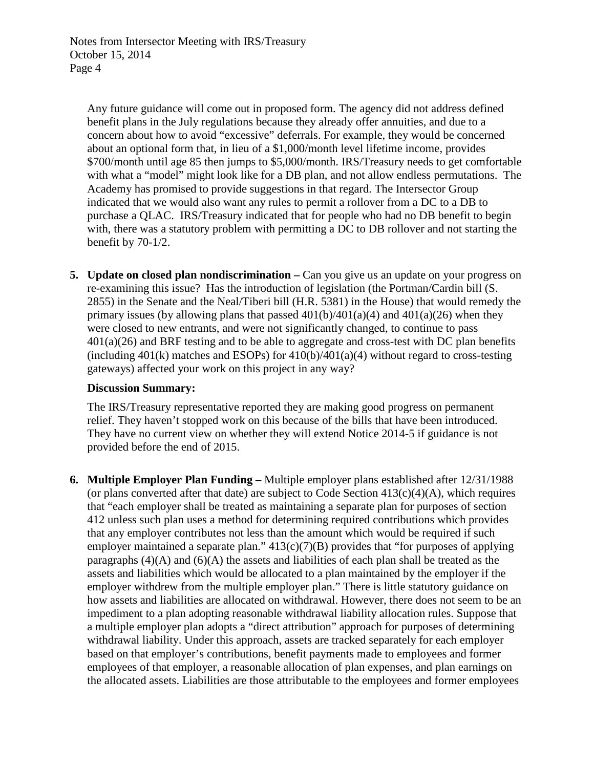Any future guidance will come out in proposed form. The agency did not address defined benefit plans in the July regulations because they already offer annuities, and due to a concern about how to avoid "excessive" deferrals. For example, they would be concerned about an optional form that, in lieu of a $1,000/month level lifetime income, provides $700/month until age 85 then jumps to $5,000/month. IRS/Treasury needs to get comfortable with what a "model" might look like for a DB plan, and not allow endless permutations. The Academy has promised to provide suggestions in that regard. The Intersector Group indicated that we would also want any rules to permit a rollover from a DC to a DB to purchase a QLAC. IRS/Treasury indicated that for people who had no DB benefit to begin with, there was a statutory problem with permitting a DC to DB rollover and not starting the benefit by 70-1/2.

5. **Update on closed plan nondiscrimination –** Can you give us an update on your progress on re-examining this issue? Has the introduction of legislation (the Portman/Cardin bill (S. 2855) in the Senate and the Neal/Tiberi bill (H.R. 5381) in the House) that would remedy the primary issues (by allowing plans that passed 401(b)/401(a)(4) and 401(a)(26) when they were closed to new entrants, and were not significantly changed, to continue to pass 401(a)(26) and BRF testing and to be able to aggregate and cross-test with DC plan benefits (including 401(k) matches and ESOPs) for 410(b)/401(a)(4) without regard to cross-testing gateways) affected your work on this project in any way?

   **Discussion Summary:**

   The IRS/Treasury representative reported they are making good progress on permanent relief. They haven't stopped work on this because of the bills that have been introduced. They have no current view on whether they will extend Notice 2014-5 if guidance is not provided before the end of 2015.

6. **Multiple Employer Plan Funding –** Multiple employer plans established after 12/31/1988 (or plans converted after that date) are subject to Code Section 413(c)(4)(A), which requires that "each employer shall be treated as maintaining a separate plan for purposes of section 412 unless such plan uses a method for determining required contributions which provides that any employer contributes not less than the amount which would be required if such employer maintained a separate plan." 413(c)(7)(B) provides that "for purposes of applying paragraphs (4)(A) and (6)(A) the assets and liabilities of each plan shall be treated as the assets and liabilities which would be allocated to a plan maintained by the employer if the employer withdrew from the multiple employer plan." There is little statutory guidance on how assets and liabilities are allocated on withdrawal. However, there does not seem to be an impediment to a plan adopting reasonable withdrawal liability allocation rules. Suppose that a multiple employer plan adopts a "direct attribution" approach for purposes of determining withdrawal liability. Under this approach, assets are tracked separately for each employer based on that employer's contributions, benefit payments made to employees and former employees of that employer, a reasonable allocation of plan expenses, and plan earnings on the allocated assets. Liabilities are those attributable to the employees and former employees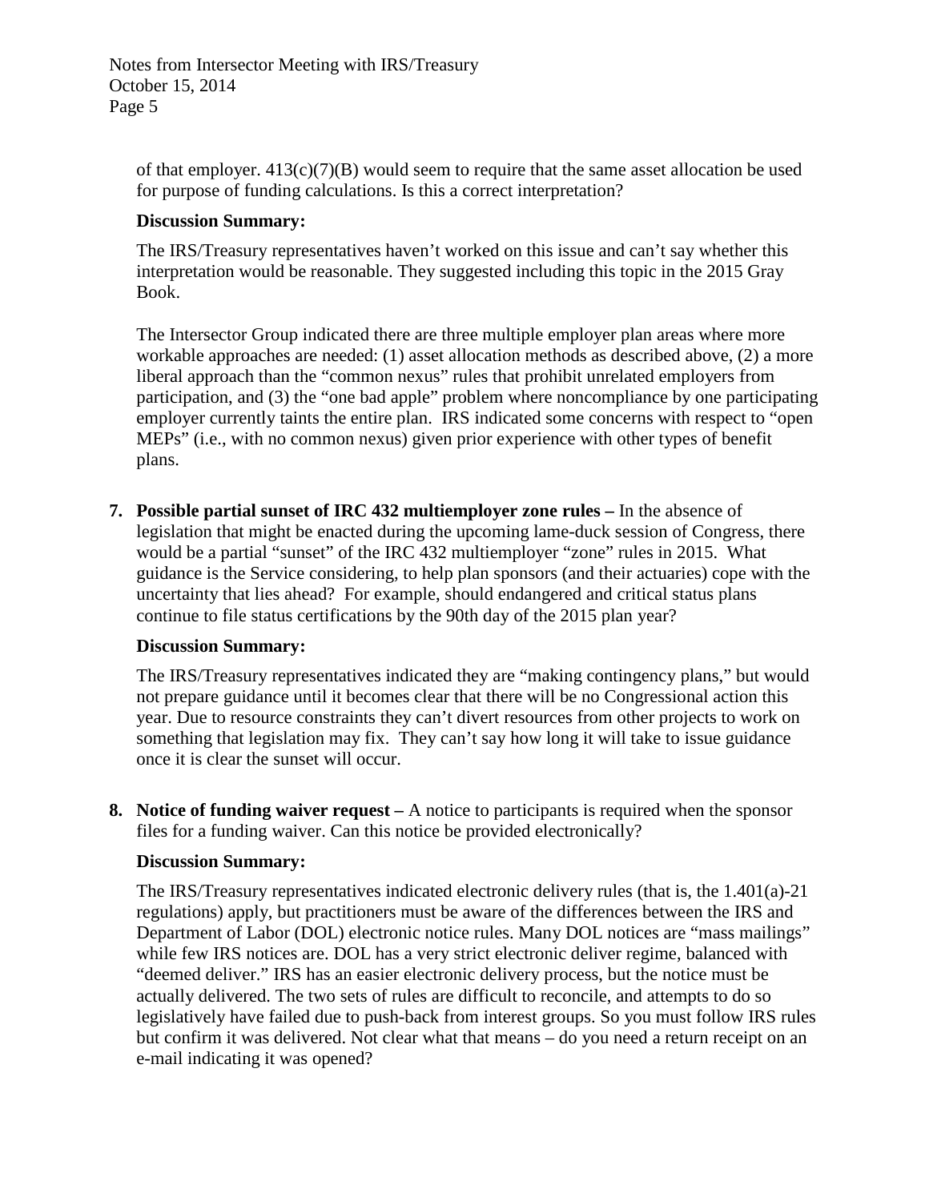of that employer. 413(c)(7)(B) would seem to require that the same asset allocation be used for purpose of funding calculations. Is this a correct interpretation?

**Discussion Summary:**

The IRS/Treasury representatives haven't worked on this issue and can't say whether this interpretation would be reasonable. They suggested including this topic in the 2015 Gray Book.

The Intersector Group indicated there are three multiple employer plan areas where more workable approaches are needed: (1) asset allocation methods as described above, (2) a more liberal approach than the "common nexus" rules that prohibit unrelated employers from participation, and (3) the "one bad apple" problem where noncompliance by one participating employer currently taints the entire plan. IRS indicated some concerns with respect to "open MEPs" (i.e., with no common nexus) given prior experience with other types of benefit plans.

7. **Possible partial sunset of IRC 432 multiemployer zone rules –** In the absence of legislation that might be enacted during the upcoming lame-duck session of Congress, there would be a partial "sunset" of the IRC 432 multiemployer "zone" rules in 2015. What guidance is the Service considering, to help plan sponsors (and their actuaries) cope with the uncertainty that lies ahead? For example, should endangered and critical status plans continue to file status certifications by the 90th day of the 2015 plan year?

   **Discussion Summary:**

   The IRS/Treasury representatives indicated they are "making contingency plans," but would not prepare guidance until it becomes clear that there will be no Congressional action this year. Due to resource constraints they can't divert resources from other projects to work on something that legislation may fix. They can't say how long it will take to issue guidance once it is clear the sunset will occur.

8. **Notice of funding waiver request –** A notice to participants is required when the sponsor files for a funding waiver. Can this notice be provided electronically?

   **Discussion Summary:**

   The IRS/Treasury representatives indicated electronic delivery rules (that is, the 1.401(a)-21 regulations) apply, but practitioners must be aware of the differences between the IRS and Department of Labor (DOL) electronic notice rules. Many DOL notices are "mass mailings" while few IRS notices are. DOL has a very strict electronic deliver regime, balanced with "deemed deliver." IRS has an easier electronic delivery process, but the notice must be actually delivered. The two sets of rules are difficult to reconcile, and attempts to do so legislatively have failed due to push-back from interest groups. So you must follow IRS rules but confirm it was delivered. Not clear what that means – do you need a return receipt on an e-mail indicating it was opened?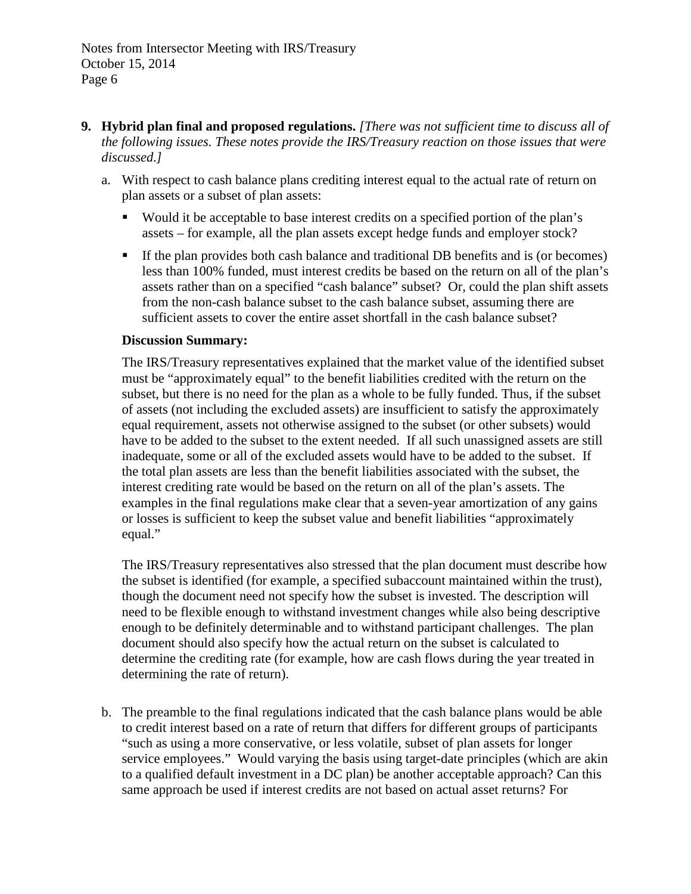9. **Hybrid plan final and proposed regulations.** *[There was not sufficient time to discuss all of the following issues. These notes provide the IRS/Treasury reaction on those issues that were discussed.]*

   a. With respect to cash balance plans crediting interest equal to the actual rate of return on plan assets or a subset of plan assets:

      - Would it be acceptable to base interest credits on a specified portion of the plan's assets – for example, all the plan assets except hedge funds and employer stock?
      - If the plan provides both cash balance and traditional DB benefits and is (or becomes) less than 100% funded, must interest credits be based on the return on all of the plan's assets rather than on a specified "cash balance" subset? Or, could the plan shift assets from the non-cash balance subset to the cash balance subset, assuming there are sufficient assets to cover the entire asset shortfall in the cash balance subset?

      **Discussion Summary:**

      The IRS/Treasury representatives explained that the market value of the identified subset must be "approximately equal" to the benefit liabilities credited with the return on the subset, but there is no need for the plan as a whole to be fully funded. Thus, if the subset of assets (not including the excluded assets) are insufficient to satisfy the approximately equal requirement, assets not otherwise assigned to the subset (or other subsets) would have to be added to the subset to the extent needed. If all such unassigned assets are still inadequate, some or all of the excluded assets would have to be added to the subset. If the total plan assets are less than the benefit liabilities associated with the subset, the interest crediting rate would be based on the return on all of the plan's assets. The examples in the final regulations make clear that a seven-year amortization of any gains or losses is sufficient to keep the subset value and benefit liabilities "approximately equal."

      The IRS/Treasury representatives also stressed that the plan document must describe how the subset is identified (for example, a specified subaccount maintained within the trust), though the document need not specify how the subset is invested. The description will need to be flexible enough to withstand investment changes while also being descriptive enough to be definitely determinable and to withstand participant challenges. The plan document should also specify how the actual return on the subset is calculated to determine the crediting rate (for example, how are cash flows during the year treated in determining the rate of return).

   b. The preamble to the final regulations indicated that the cash balance plans would be able to credit interest based on a rate of return that differs for different groups of participants "such as using a more conservative, or less volatile, subset of plan assets for longer service employees." Would varying the basis using target-date principles (which are akin to a qualified default investment in a DC plan) be another acceptable approach? Can this same approach be used if interest credits are not based on actual asset returns? For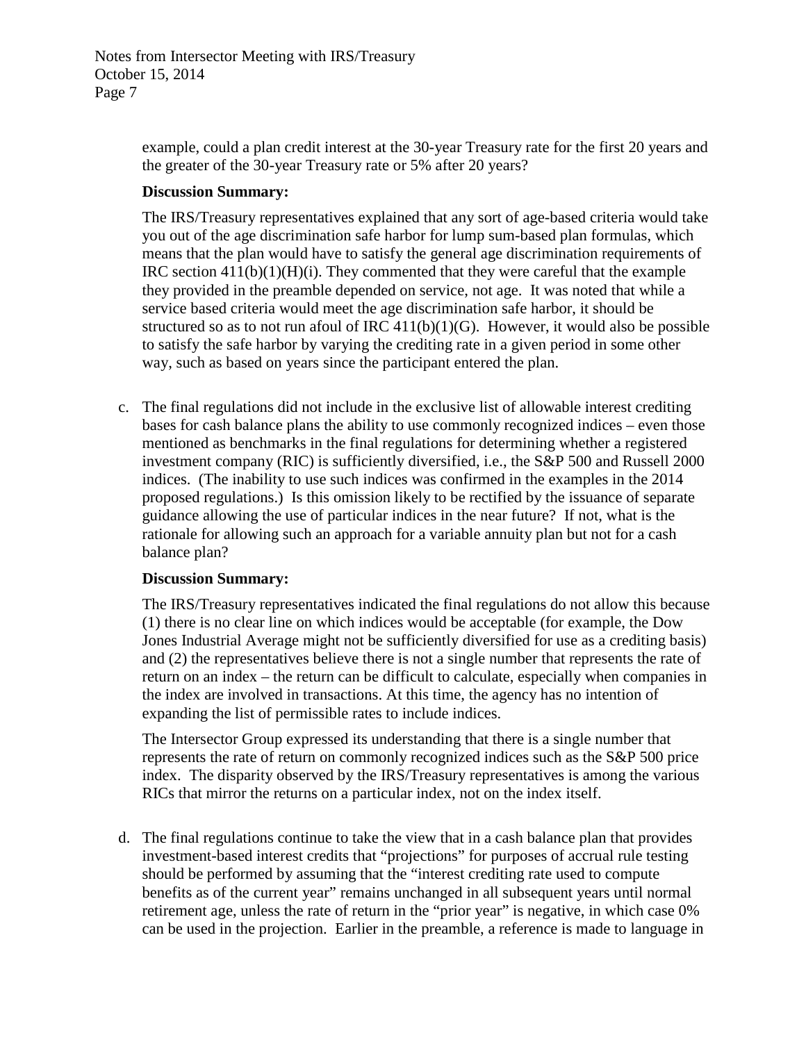example, could a plan credit interest at the 30-year Treasury rate for the first 20 years and the greater of the 30-year Treasury rate or 5% after 20 years?

**Discussion Summary:**

The IRS/Treasury representatives explained that any sort of age-based criteria would take you out of the age discrimination safe harbor for lump sum-based plan formulas, which means that the plan would have to satisfy the general age discrimination requirements of IRC section 411(b)(1)(H)(i). They commented that they were careful that the example they provided in the preamble depended on service, not age. It was noted that while a service based criteria would meet the age discrimination safe harbor, it should be structured so as to not run afoul of IRC 411(b)(1)(G). However, it would also be possible to satisfy the safe harbor by varying the crediting rate in a given period in some other way, such as based on years since the participant entered the plan.

c. The final regulations did not include in the exclusive list of allowable interest crediting bases for cash balance plans the ability to use commonly recognized indices – even those mentioned as benchmarks in the final regulations for determining whether a registered investment company (RIC) is sufficiently diversified, i.e., the S&P 500 and Russell 2000 indices. (The inability to use such indices was confirmed in the examples in the 2014 proposed regulations.) Is this omission likely to be rectified by the issuance of separate guidance allowing the use of particular indices in the near future? If not, what is the rationale for allowing such an approach for a variable annuity plan but not for a cash balance plan?

**Discussion Summary:**

The IRS/Treasury representatives indicated the final regulations do not allow this because (1) there is no clear line on which indices would be acceptable (for example, the Dow Jones Industrial Average might not be sufficiently diversified for use as a crediting basis) and (2) the representatives believe there is not a single number that represents the rate of return on an index – the return can be difficult to calculate, especially when companies in the index are involved in transactions. At this time, the agency has no intention of expanding the list of permissible rates to include indices.

The Intersector Group expressed its understanding that there is a single number that represents the rate of return on commonly recognized indices such as the S&P 500 price index. The disparity observed by the IRS/Treasury representatives is among the various RICs that mirror the returns on a particular index, not on the index itself.

d. The final regulations continue to take the view that in a cash balance plan that provides investment-based interest credits that "projections" for purposes of accrual rule testing should be performed by assuming that the "interest crediting rate used to compute benefits as of the current year" remains unchanged in all subsequent years until normal retirement age, unless the rate of return in the "prior year" is negative, in which case 0% can be used in the projection. Earlier in the preamble, a reference is made to language in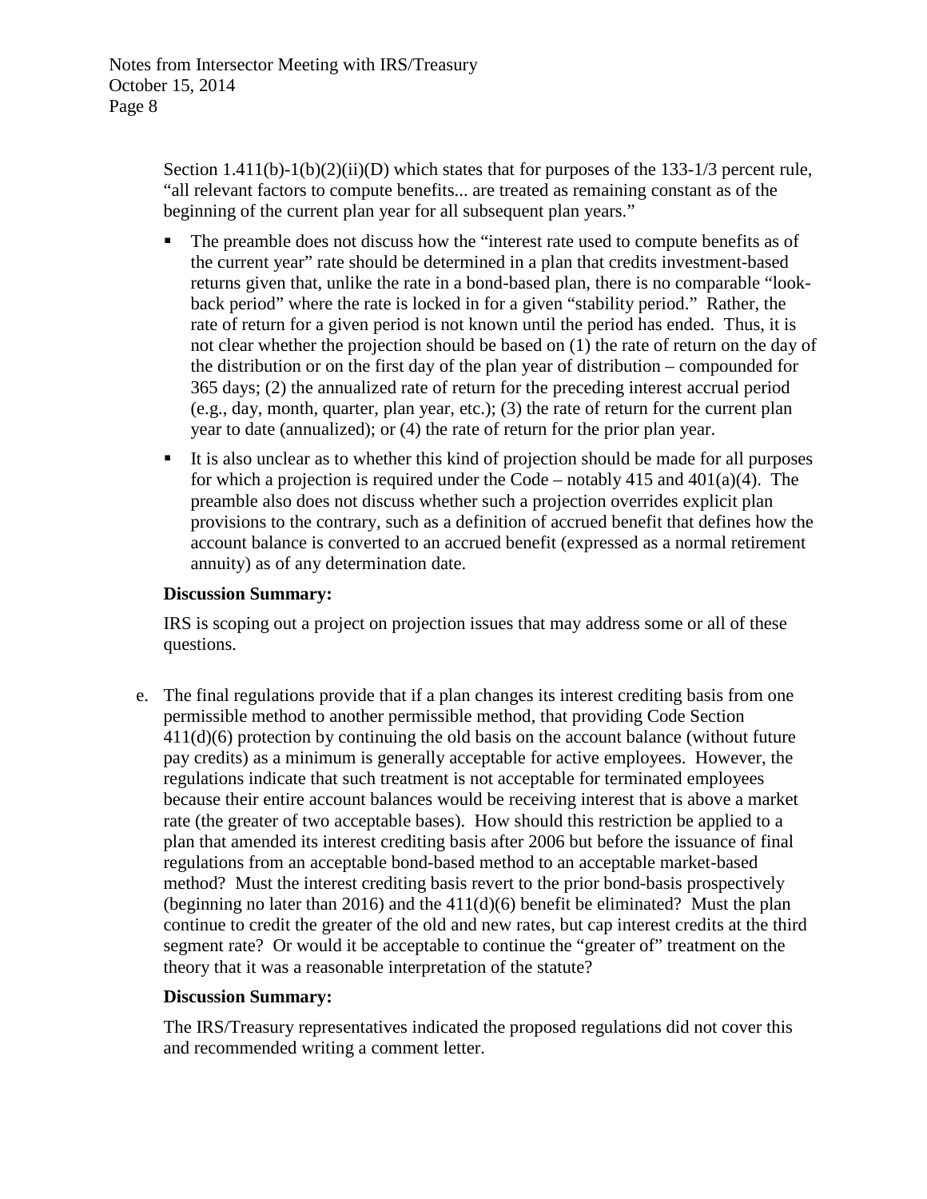Section 1.411(b)-1(b)(2)(ii)(D) which states that for purposes of the 133-1/3 percent rule, "all relevant factors to compute benefits... are treated as remaining constant as of the beginning of the current plan year for all subsequent plan years."

- The preamble does not discuss how the "interest rate used to compute benefits as of the current year" rate should be determined in a plan that credits investment-based returns given that, unlike the rate in a bond-based plan, there is no comparable "look-back period" where the rate is locked in for a given "stability period." Rather, the rate of return for a given period is not known until the period has ended. Thus, it is not clear whether the projection should be based on (1) the rate of return on the day of the distribution or on the first day of the plan year of distribution – compounded for 365 days; (2) the annualized rate of return for the preceding interest accrual period (e.g., day, month, quarter, plan year, etc.); (3) the rate of return for the current plan year to date (annualized); or (4) the rate of return for the prior plan year.
- It is also unclear as to whether this kind of projection should be made for all purposes for which a projection is required under the Code – notably 415 and 401(a)(4). The preamble also does not discuss whether such a projection overrides explicit plan provisions to the contrary, such as a definition of accrued benefit that defines how the account balance is converted to an accrued benefit (expressed as a normal retirement annuity) as of any determination date.

**Discussion Summary:**

IRS is scoping out a project on projection issues that may address some or all of these questions.

e. The final regulations provide that if a plan changes its interest crediting basis from one permissible method to another permissible method, that providing Code Section 411(d)(6) protection by continuing the old basis on the account balance (without future pay credits) as a minimum is generally acceptable for active employees. However, the regulations indicate that such treatment is not acceptable for terminated employees because their entire account balances would be receiving interest that is above a market rate (the greater of two acceptable bases). How should this restriction be applied to a plan that amended its interest crediting basis after 2006 but before the issuance of final regulations from an acceptable bond-based method to an acceptable market-based method? Must the interest crediting basis revert to the prior bond-basis prospectively (beginning no later than 2016) and the 411(d)(6) benefit be eliminated? Must the plan continue to credit the greater of the old and new rates, but cap interest credits at the third segment rate? Or would it be acceptable to continue the "greater of" treatment on the theory that it was a reasonable interpretation of the statute?

**Discussion Summary:**

The IRS/Treasury representatives indicated the proposed regulations did not cover this and recommended writing a comment letter.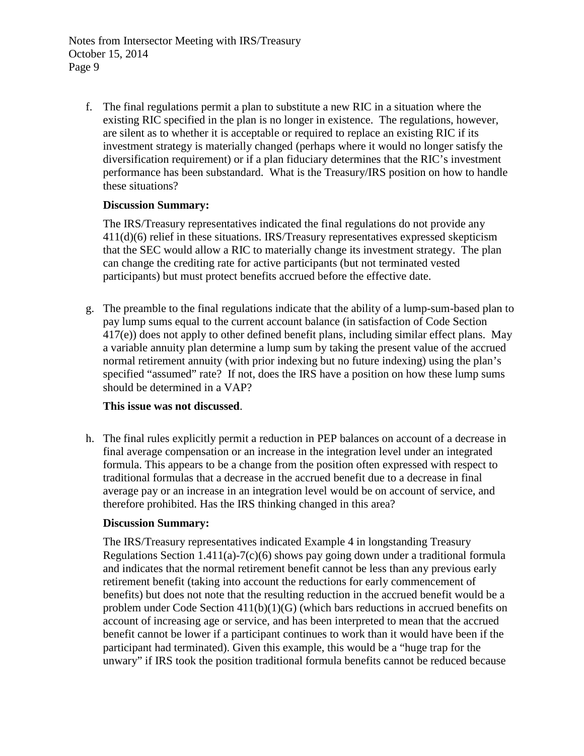f. The final regulations permit a plan to substitute a new RIC in a situation where the existing RIC specified in the plan is no longer in existence. The regulations, however, are silent as to whether it is acceptable or required to replace an existing RIC if its investment strategy is materially changed (perhaps where it would no longer satisfy the diversification requirement) or if a plan fiduciary determines that the RIC's investment performance has been substandard. What is the Treasury/IRS position on how to handle these situations?

   **Discussion Summary:**

   The IRS/Treasury representatives indicated the final regulations do not provide any 411(d)(6) relief in these situations. IRS/Treasury representatives expressed skepticism that the SEC would allow a RIC to materially change its investment strategy. The plan can change the crediting rate for active participants (but not terminated vested participants) but must protect benefits accrued before the effective date.

g. The preamble to the final regulations indicate that the ability of a lump-sum-based plan to pay lump sums equal to the current account balance (in satisfaction of Code Section 417(e)) does not apply to other defined benefit plans, including similar effect plans. May a variable annuity plan determine a lump sum by taking the present value of the accrued normal retirement annuity (with prior indexing but no future indexing) using the plan's specified "assumed" rate? If not, does the IRS have a position on how these lump sums should be determined in a VAP?

   **This issue was not discussed**.

h. The final rules explicitly permit a reduction in PEP balances on account of a decrease in final average compensation or an increase in the integration level under an integrated formula. This appears to be a change from the position often expressed with respect to traditional formulas that a decrease in the accrued benefit due to a decrease in final average pay or an increase in an integration level would be on account of service, and therefore prohibited. Has the IRS thinking changed in this area?

   **Discussion Summary:**

   The IRS/Treasury representatives indicated Example 4 in longstanding Treasury Regulations Section 1.411(a)-7(c)(6) shows pay going down under a traditional formula and indicates that the normal retirement benefit cannot be less than any previous early retirement benefit (taking into account the reductions for early commencement of benefits) but does not note that the resulting reduction in the accrued benefit would be a problem under Code Section 411(b)(1)(G) (which bars reductions in accrued benefits on account of increasing age or service, and has been interpreted to mean that the accrued benefit cannot be lower if a participant continues to work than it would have been if the participant had terminated). Given this example, this would be a "huge trap for the unwary" if IRS took the position traditional formula benefits cannot be reduced because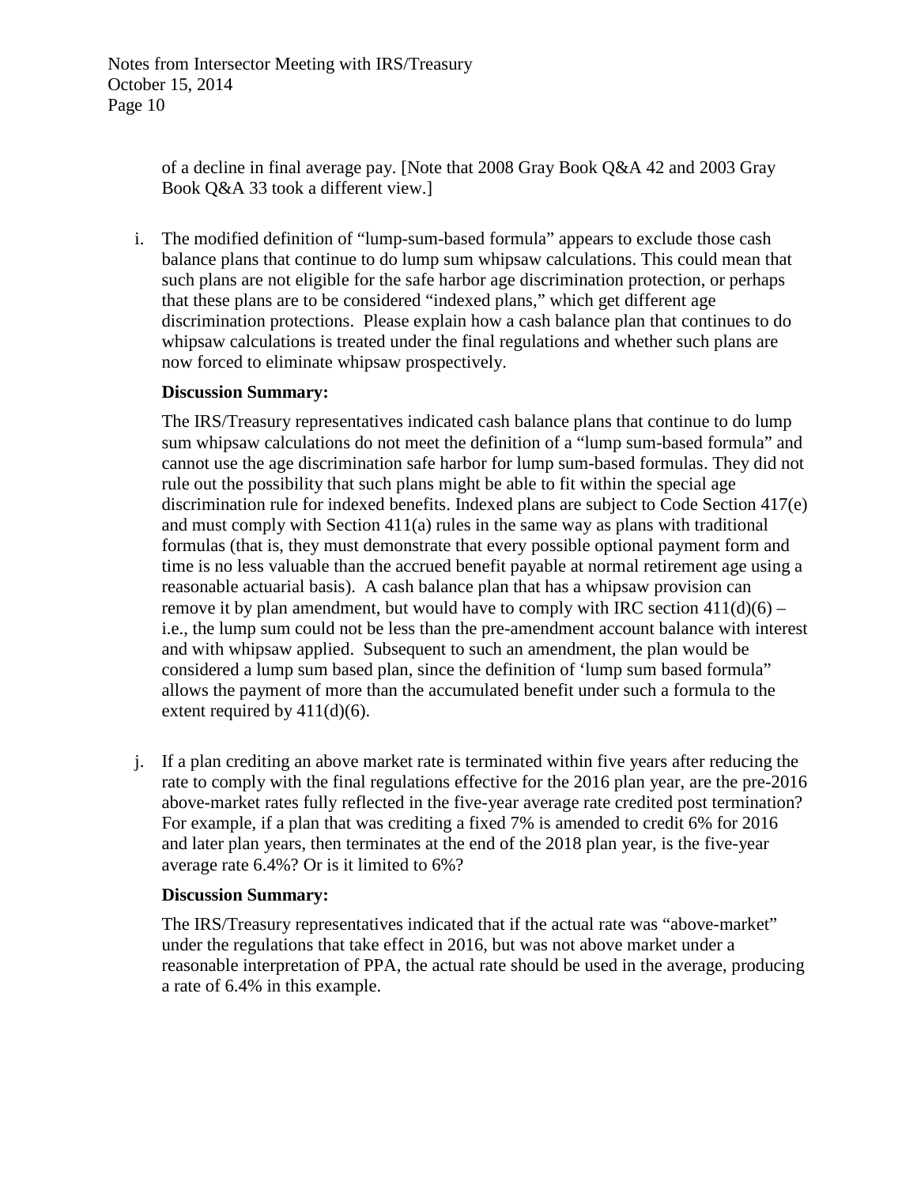of a decline in final average pay. [Note that 2008 Gray Book Q&A 42 and 2003 Gray Book Q&A 33 took a different view.]

i. The modified definition of "lump-sum-based formula" appears to exclude those cash balance plans that continue to do lump sum whipsaw calculations. This could mean that such plans are not eligible for the safe harbor age discrimination protection, or perhaps that these plans are to be considered "indexed plans," which get different age discrimination protections. Please explain how a cash balance plan that continues to do whipsaw calculations is treated under the final regulations and whether such plans are now forced to eliminate whipsaw prospectively.

   **Discussion Summary:**

   The IRS/Treasury representatives indicated cash balance plans that continue to do lump sum whipsaw calculations do not meet the definition of a "lump sum-based formula" and cannot use the age discrimination safe harbor for lump sum-based formulas. They did not rule out the possibility that such plans might be able to fit within the special age discrimination rule for indexed benefits. Indexed plans are subject to Code Section 417(e) and must comply with Section 411(a) rules in the same way as plans with traditional formulas (that is, they must demonstrate that every possible optional payment form and time is no less valuable than the accrued benefit payable at normal retirement age using a reasonable actuarial basis). A cash balance plan that has a whipsaw provision can remove it by plan amendment, but would have to comply with IRC section 411(d)(6) – i.e., the lump sum could not be less than the pre-amendment account balance with interest and with whipsaw applied. Subsequent to such an amendment, the plan would be considered a lump sum based plan, since the definition of 'lump sum based formula" allows the payment of more than the accumulated benefit under such a formula to the extent required by 411(d)(6).

j. If a plan crediting an above market rate is terminated within five years after reducing the rate to comply with the final regulations effective for the 2016 plan year, are the pre-2016 above-market rates fully reflected in the five-year average rate credited post termination? For example, if a plan that was crediting a fixed 7% is amended to credit 6% for 2016 and later plan years, then terminates at the end of the 2018 plan year, is the five-year average rate 6.4%? Or is it limited to 6%?

   **Discussion Summary:**

   The IRS/Treasury representatives indicated that if the actual rate was "above-market" under the regulations that take effect in 2016, but was not above market under a reasonable interpretation of PPA, the actual rate should be used in the average, producing a rate of 6.4% in this example.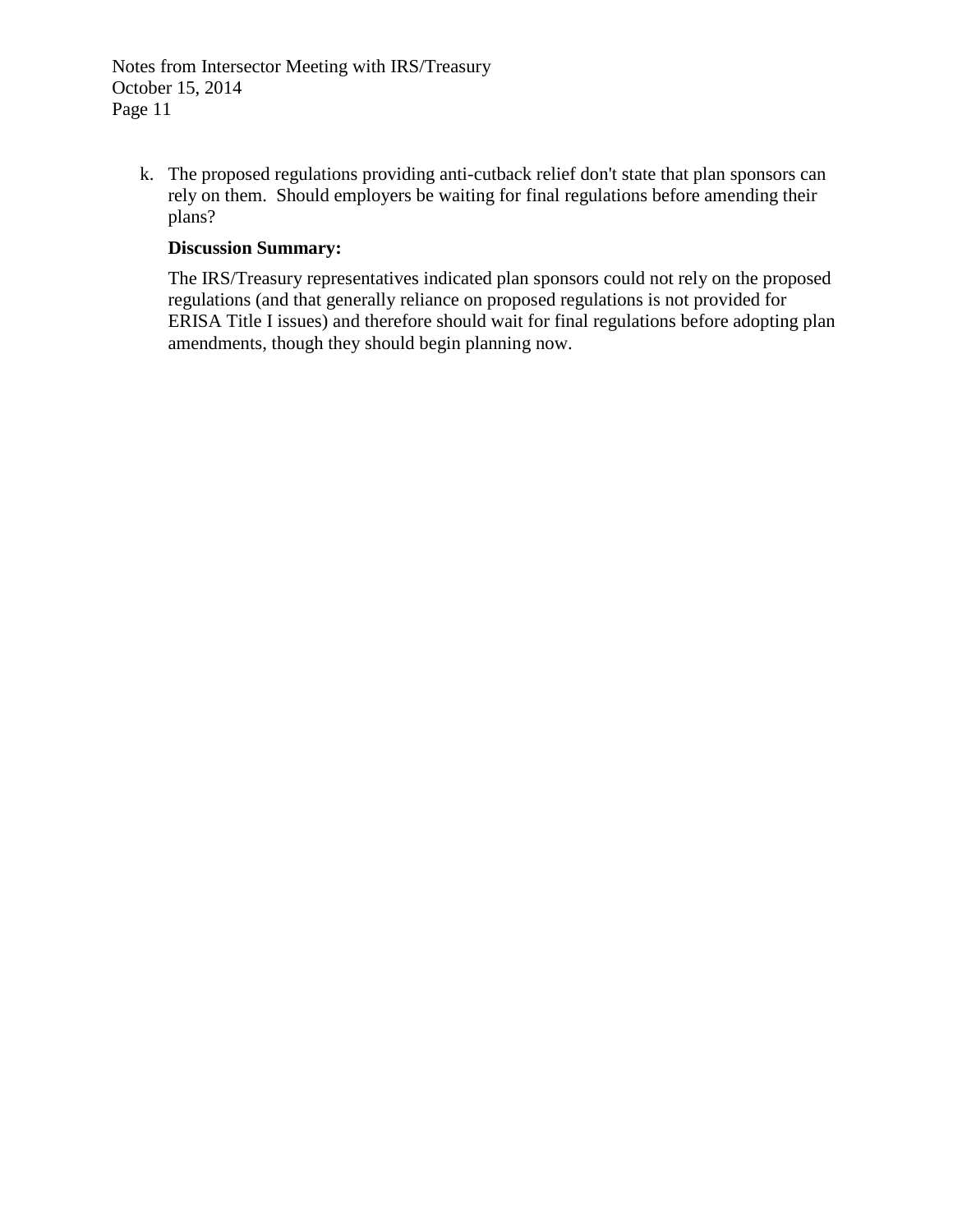k. The proposed regulations providing anti-cutback relief don't state that plan sponsors can rely on them. Should employers be waiting for final regulations before amending their plans?

**Discussion Summary:**

The IRS/Treasury representatives indicated plan sponsors could not rely on the proposed regulations (and that generally reliance on proposed regulations is not provided for ERISA Title I issues) and therefore should wait for final regulations before adopting plan amendments, though they should begin planning now.